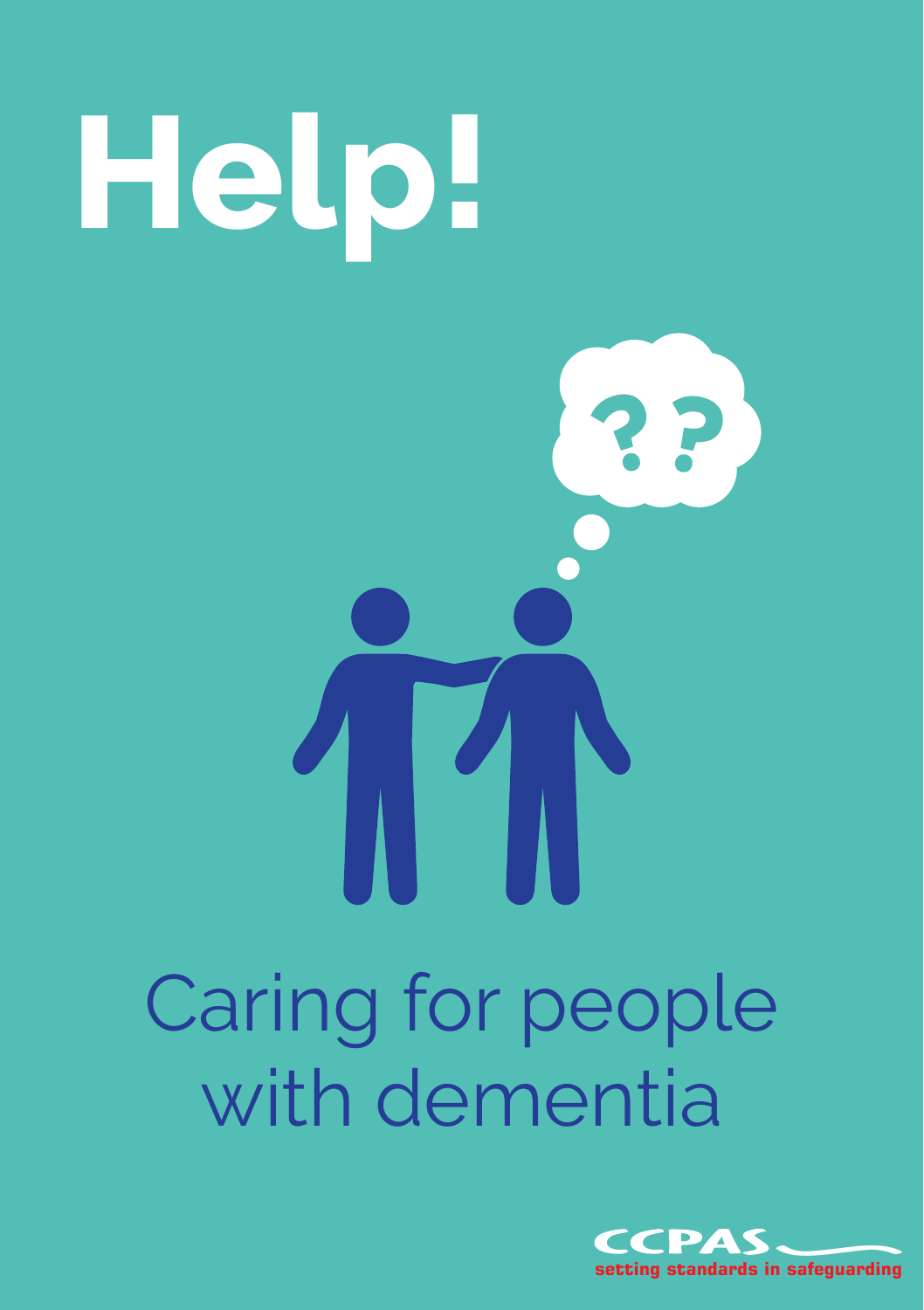# Help!

## Caring for people with dementia

CCPAS

setting standards in safeguarding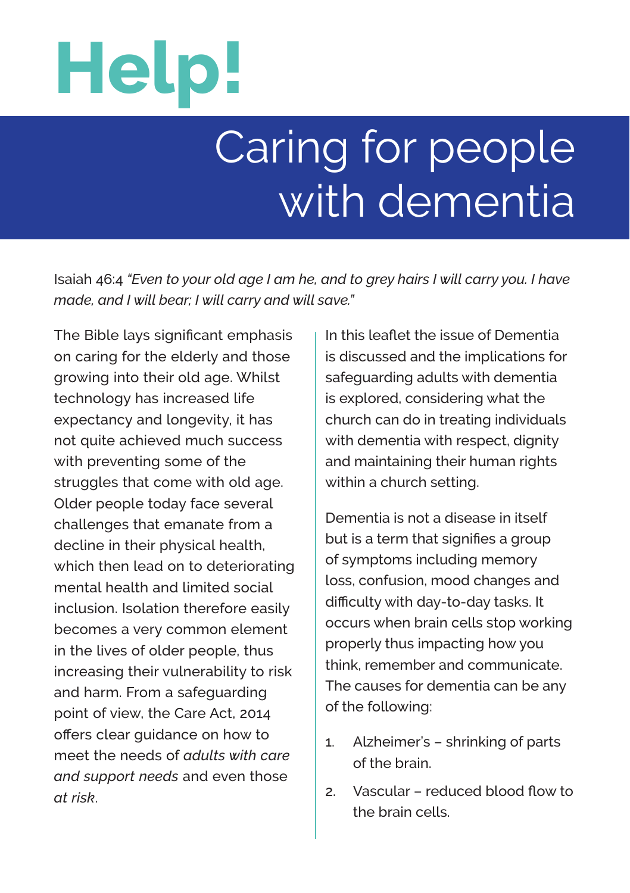# Help!

## Caring for people with dementia

Isaiah 46:4 *"Even to your old age I am he, and to grey hairs I will carry you. I have made, and I will bear; I will carry and will save."*

The Bible lays significant emphasis on caring for the elderly and those growing into their old age. Whilst technology has increased life expectancy and longevity, it has not quite achieved much success with preventing some of the struggles that come with old age. Older people today face several challenges that emanate from a decline in their physical health, which then lead on to deteriorating mental health and limited social inclusion. Isolation therefore easily becomes a very common element in the lives of older people, thus increasing their vulnerability to risk and harm. From a safeguarding point of view, the Care Act, 2014 offers clear guidance on how to meet the needs of *adults with care and support needs* and even those *at risk*.

In this leaflet the issue of Dementia is discussed and the implications for safeguarding adults with dementia is explored, considering what the church can do in treating individuals with dementia with respect, dignity and maintaining their human rights within a church setting.

Dementia is not a disease in itself but is a term that signifies a group of symptoms including memory loss, confusion, mood changes and difficulty with day-to-day tasks. It occurs when brain cells stop working properly thus impacting how you think, remember and communicate. The causes for dementia can be any of the following:

1. Alzheimer's – shrinking of parts of the brain.
2. Vascular – reduced blood flow to the brain cells.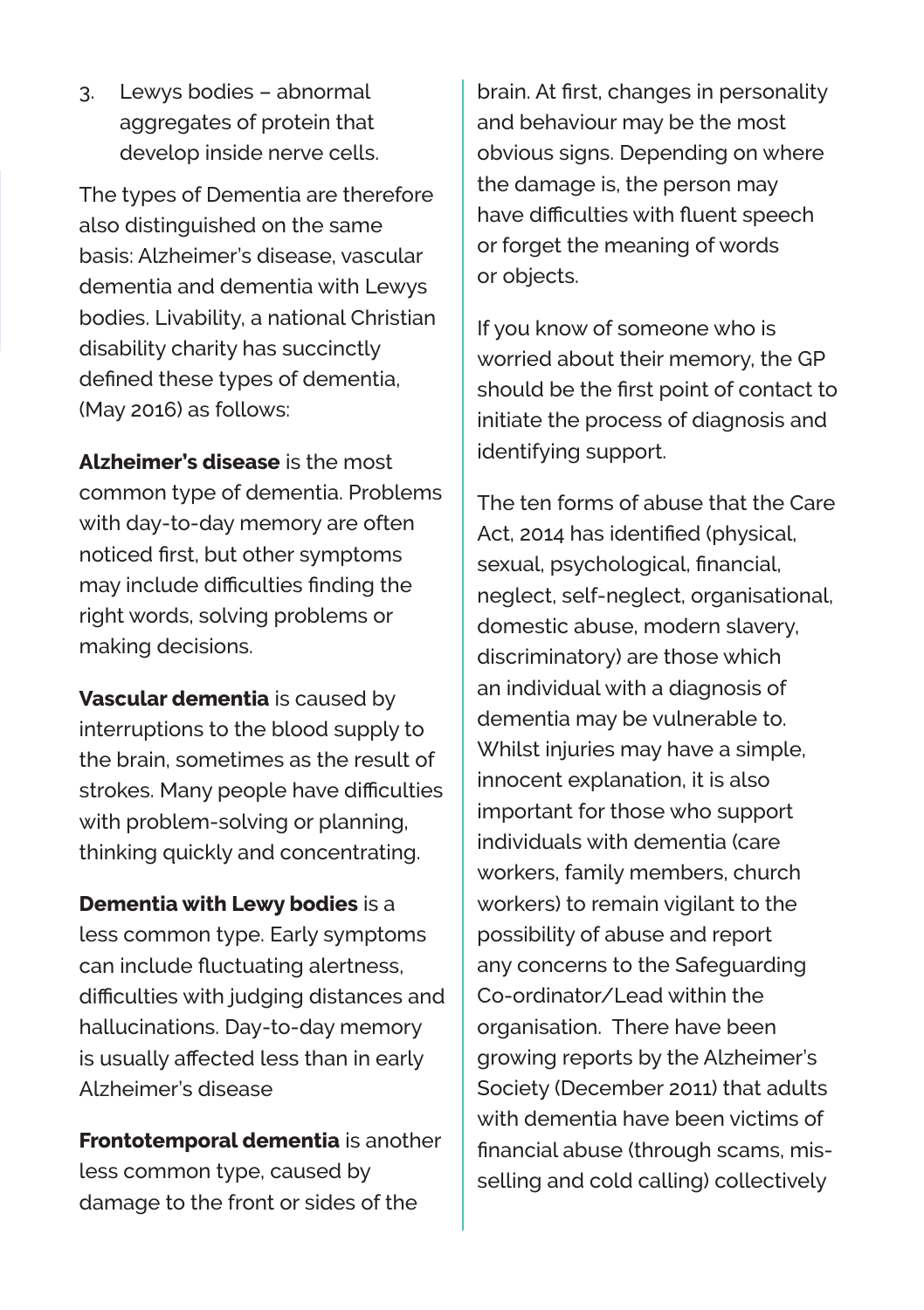3. Lewys bodies – abnormal aggregates of protein that develop inside nerve cells.

The types of Dementia are therefore also distinguished on the same basis: Alzheimer's disease, vascular dementia and dementia with Lewys bodies. Livability, a national Christian disability charity has succinctly defined these types of dementia, (May 2016) as follows:

**Alzheimer's disease** is the most common type of dementia. Problems with day-to-day memory are often noticed first, but other symptoms may include difficulties finding the right words, solving problems or making decisions.

**Vascular dementia** is caused by interruptions to the blood supply to the brain, sometimes as the result of strokes. Many people have difficulties with problem-solving or planning, thinking quickly and concentrating.

**Dementia with Lewy bodies** is a less common type. Early symptoms can include fluctuating alertness, difficulties with judging distances and hallucinations. Day-to-day memory is usually affected less than in early Alzheimer's disease

**Frontotemporal dementia** is another less common type, caused by damage to the front or sides of the brain. At first, changes in personality and behaviour may be the most obvious signs. Depending on where the damage is, the person may have difficulties with fluent speech or forget the meaning of words or objects.

If you know of someone who is worried about their memory, the GP should be the first point of contact to initiate the process of diagnosis and identifying support.

The ten forms of abuse that the Care Act, 2014 has identified (physical, sexual, psychological, financial, neglect, self-neglect, organisational, domestic abuse, modern slavery, discriminatory) are those which an individual with a diagnosis of dementia may be vulnerable to. Whilst injuries may have a simple, innocent explanation, it is also important for those who support individuals with dementia (care workers, family members, church workers) to remain vigilant to the possibility of abuse and report any concerns to the Safeguarding Co-ordinator/Lead within the organisation. There have been growing reports by the Alzheimer's Society (December 2011) that adults with dementia have been victims of financial abuse (through scams, mis-selling and cold calling) collectively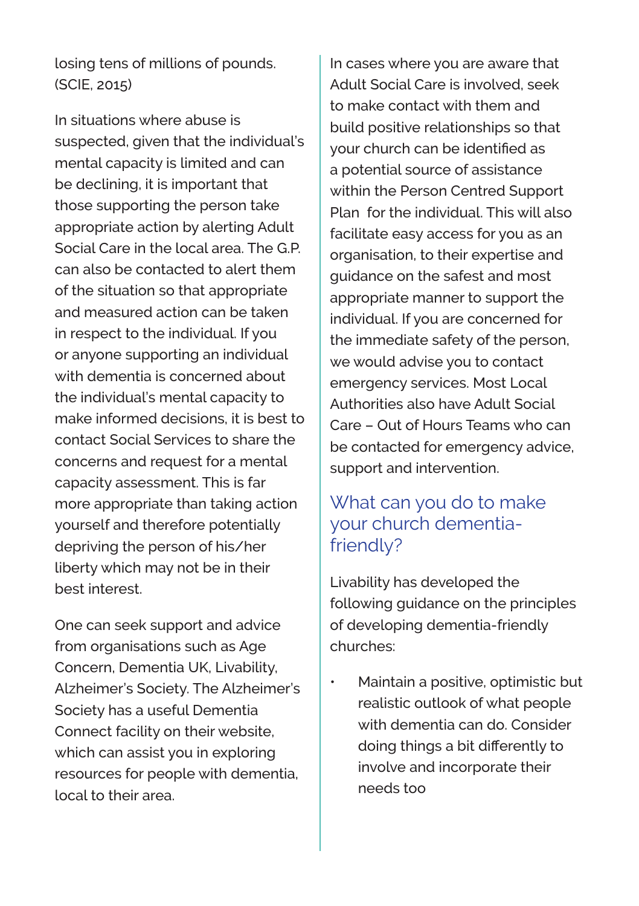losing tens of millions of pounds. (SCIE, 2015)

In situations where abuse is suspected, given that the individual's mental capacity is limited and can be declining, it is important that those supporting the person take appropriate action by alerting Adult Social Care in the local area. The G.P. can also be contacted to alert them of the situation so that appropriate and measured action can be taken in respect to the individual. If you or anyone supporting an individual with dementia is concerned about the individual's mental capacity to make informed decisions, it is best to contact Social Services to share the concerns and request for a mental capacity assessment. This is far more appropriate than taking action yourself and therefore potentially depriving the person of his/her liberty which may not be in their best interest.

One can seek support and advice from organisations such as Age Concern, Dementia UK, Livability, Alzheimer's Society. The Alzheimer's Society has a useful Dementia Connect facility on their website, which can assist you in exploring resources for people with dementia, local to their area.

In cases where you are aware that Adult Social Care is involved, seek to make contact with them and build positive relationships so that your church can be identified as a potential source of assistance within the Person Centred Support Plan for the individual. This will also facilitate easy access for you as an organisation, to their expertise and guidance on the safest and most appropriate manner to support the individual. If you are concerned for the immediate safety of the person, we would advise you to contact emergency services. Most Local Authorities also have Adult Social Care – Out of Hours Teams who can be contacted for emergency advice, support and intervention.

## What can you do to make your church dementia-friendly?

Livability has developed the following guidance on the principles of developing dementia-friendly churches:

- Maintain a positive, optimistic but realistic outlook of what people with dementia can do. Consider doing things a bit differently to involve and incorporate their needs too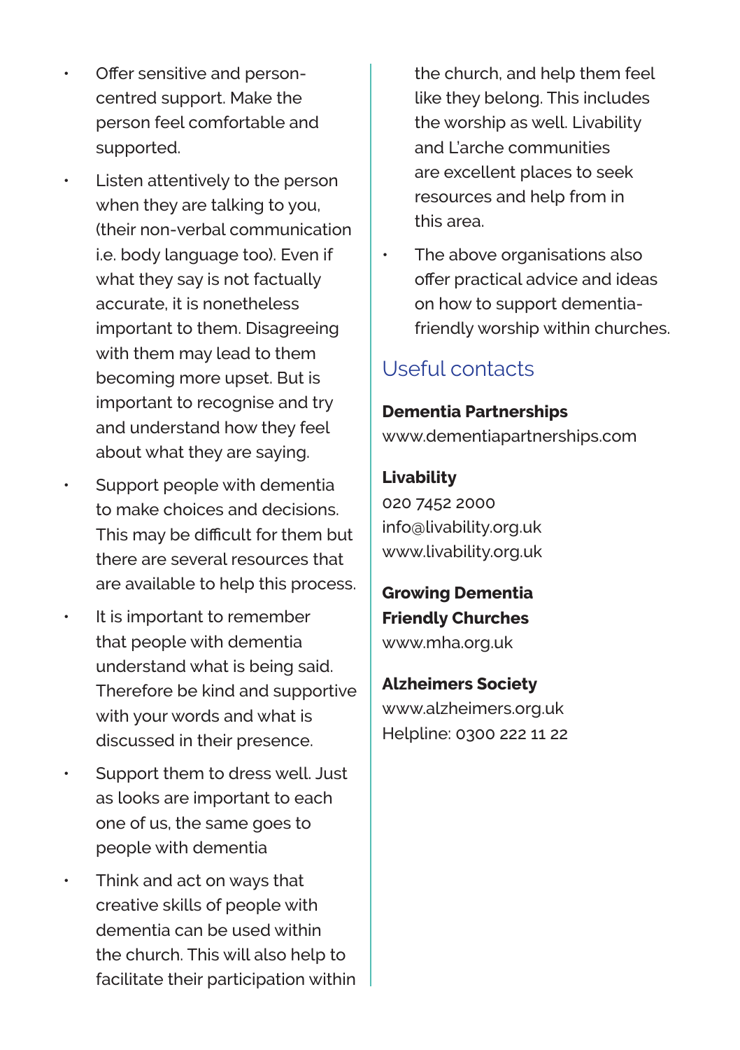- Offer sensitive and person-centred support. Make the person feel comfortable and supported.
- Listen attentively to the person when they are talking to you, (their non-verbal communication i.e. body language too). Even if what they say is not factually accurate, it is nonetheless important to them. Disagreeing with them may lead to them becoming more upset. But is important to recognise and try and understand how they feel about what they are saying.
- Support people with dementia to make choices and decisions. This may be difficult for them but there are several resources that are available to help this process.
- It is important to remember that people with dementia understand what is being said. Therefore be kind and supportive with your words and what is discussed in their presence.
- Support them to dress well. Just as looks are important to each one of us, the same goes to people with dementia
- Think and act on ways that creative skills of people with dementia can be used within the church. This will also help to facilitate their participation within the church, and help them feel like they belong. This includes the worship as well. Livability and L'arche communities are excellent places to seek resources and help from in this area.
- The above organisations also offer practical advice and ideas on how to support dementia-friendly worship within churches.

## Useful contacts

**Dementia Partnerships**
www.dementiapartnerships.com

**Livability**
020 7452 2000
info@livability.org.uk
www.livability.org.uk

**Growing Dementia Friendly Churches**
www.mha.org.uk

**Alzheimers Society**
www.alzheimers.org.uk
Helpline: 0300 222 11 22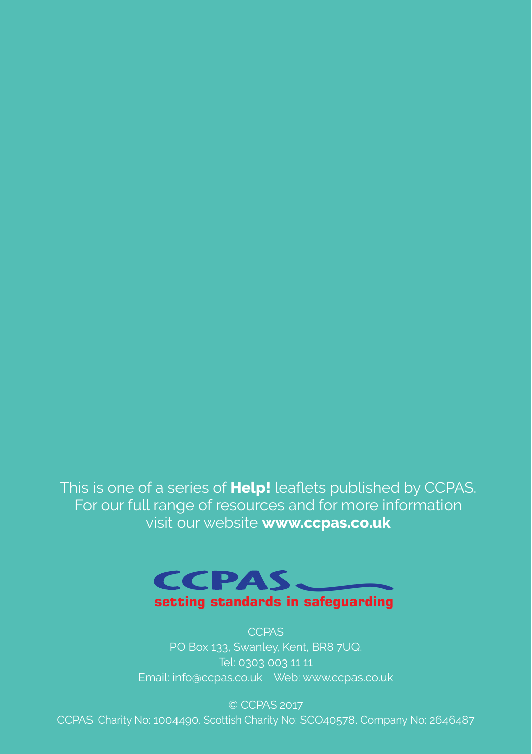This is one of a series of **Help!** leaflets published by CCPAS.
For our full range of resources and for more information
visit our website **www.ccpas.co.uk**

CCPAS
setting standards in safeguarding

CCPAS
PO Box 133, Swanley, Kent, BR8 7UQ.
Tel: 0303 003 11 11
Email: info@ccpas.co.uk Web: www.ccpas.co.uk

© CCPAS 2017
CCPAS Charity No: 1004490. Scottish Charity No: SCO40578. Company No: 2646487